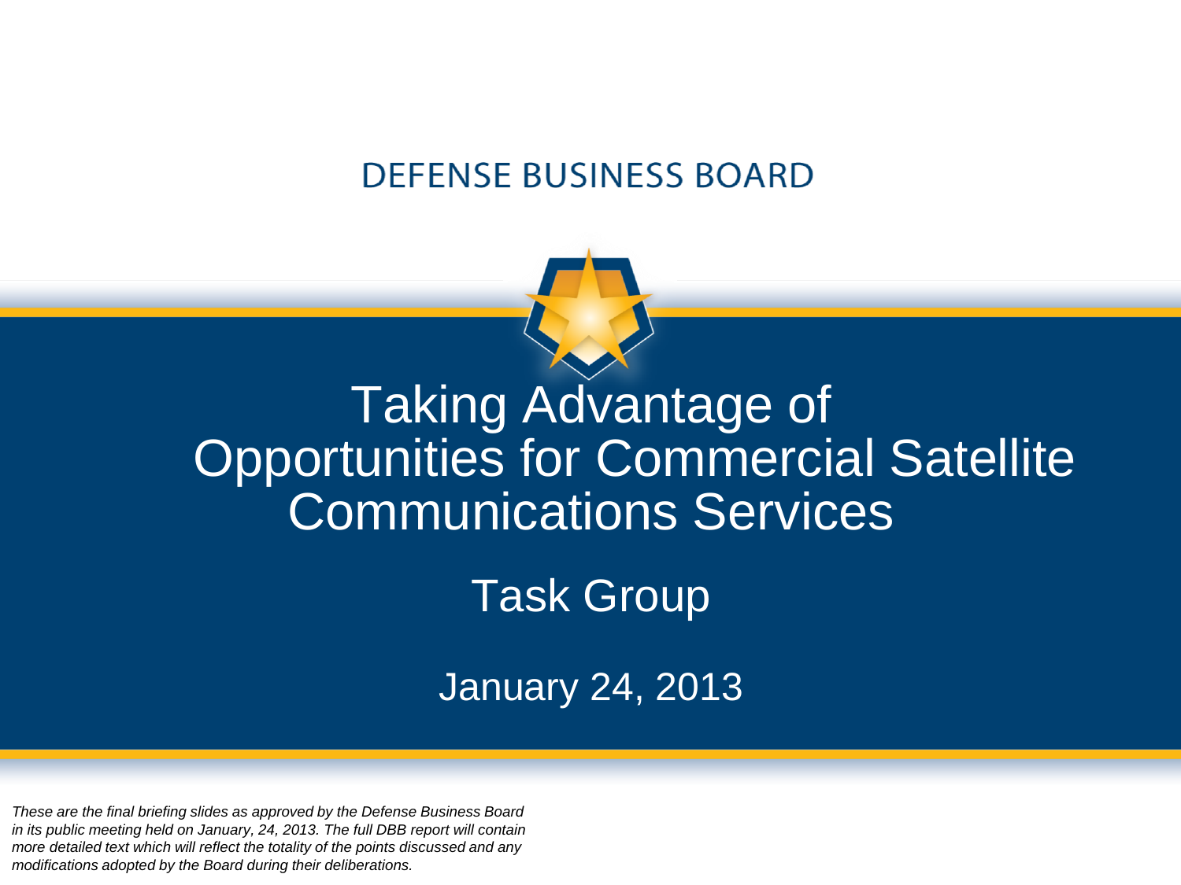DEFENSE BUSINESS BOARD

# Taking Advantage of Opportunities for Commercial Satellite Communications Services

## Task Group

January 24, 2013

*These are the final briefing slides as approved by the Defense Business Board in its public meeting held on January, 24, 2013. The full DBB report will contain more detailed text which will reflect the totality of the points discussed and any modifications adopted by the Board during their deliberations.*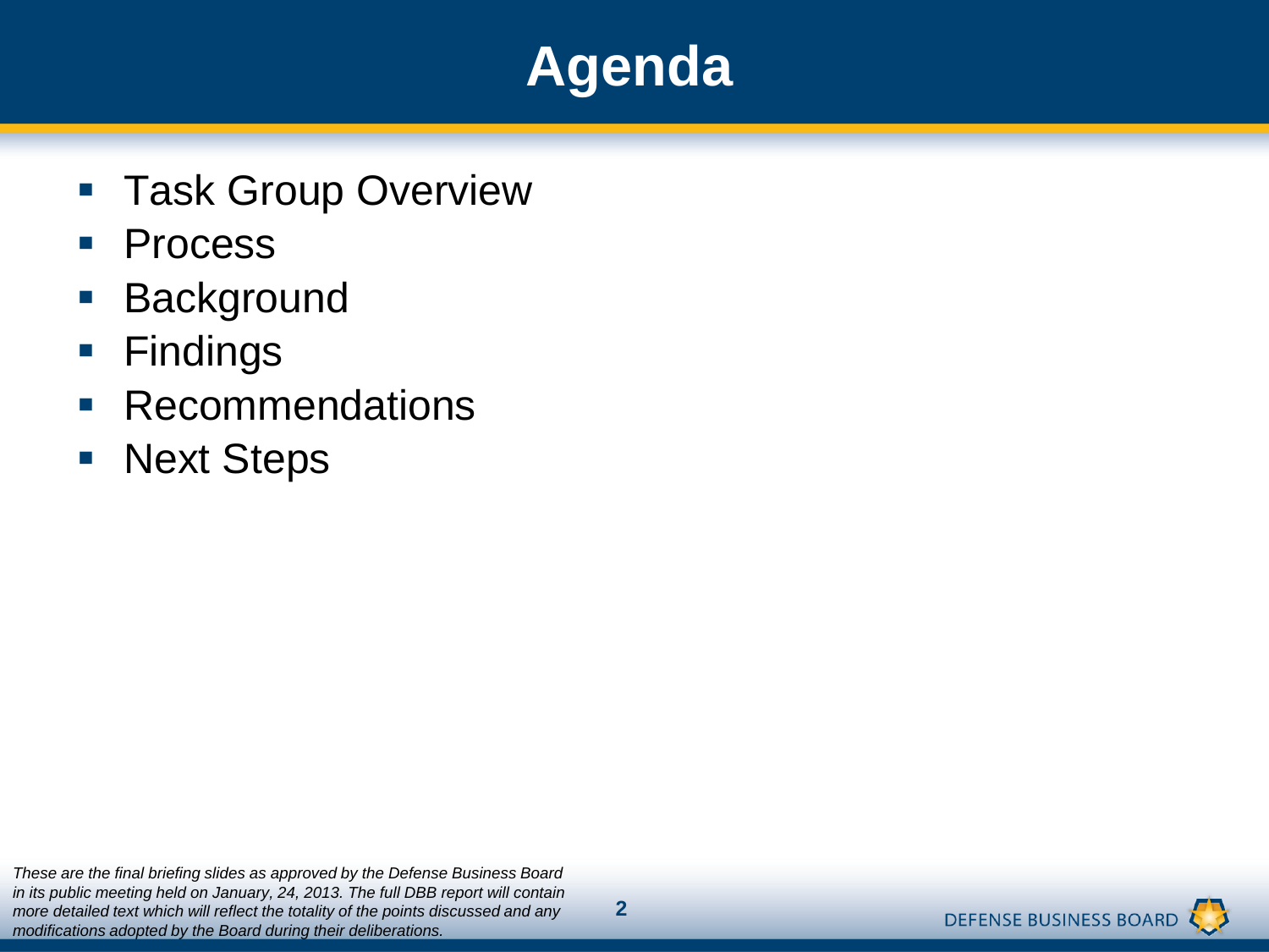# Agenda

- Task Group Overview
- Process
- Background
- Findings
- Recommendations
- Next Steps

*These are the final briefing slides as approved by the Defense Business Board in its public meeting held on January, 24, 2013. The full DBB report will contain more detailed text which will reflect the totality of the points discussed and any modifications adopted by the Board during their deliberations.*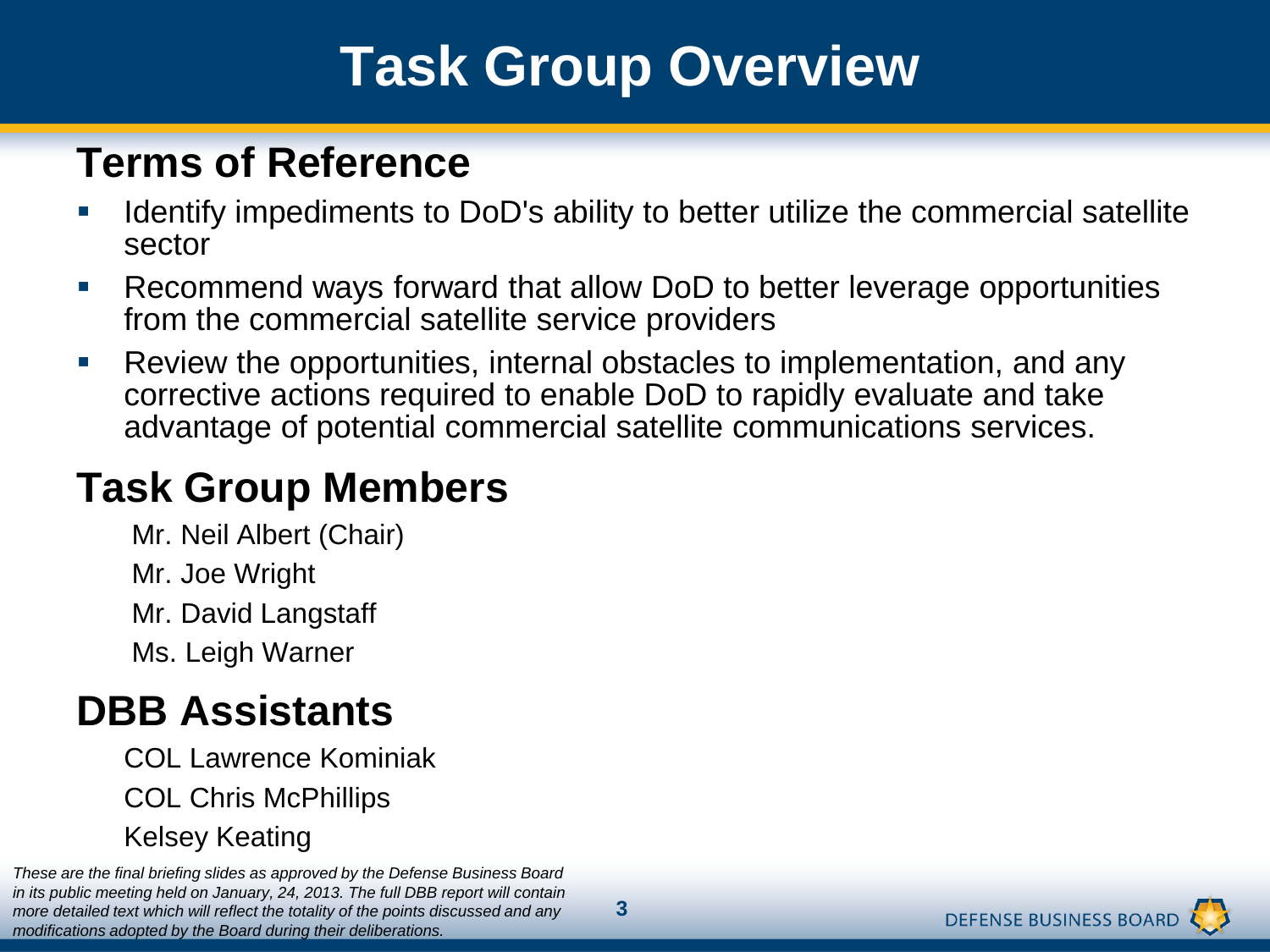# Task Group Overview

## Terms of Reference

- Identify impediments to DoD's ability to better utilize the commercial satellite sector
- Recommend ways forward that allow DoD to better leverage opportunities from the commercial satellite service providers
- Review the opportunities, internal obstacles to implementation, and any corrective actions required to enable DoD to rapidly evaluate and take advantage of potential commercial satellite communications services.

## Task Group Members

Mr. Neil Albert (Chair)

Mr. Joe Wright

Mr. David Langstaff

Ms. Leigh Warner

## DBB Assistants

COL Lawrence Kominiak

COL Chris McPhillips

Kelsey Keating

*These are the final briefing slides as approved by the Defense Business Board in its public meeting held on January, 24, 2013. The full DBB report will contain more detailed text which will reflect the totality of the points discussed and any modifications adopted by the Board during their deliberations.*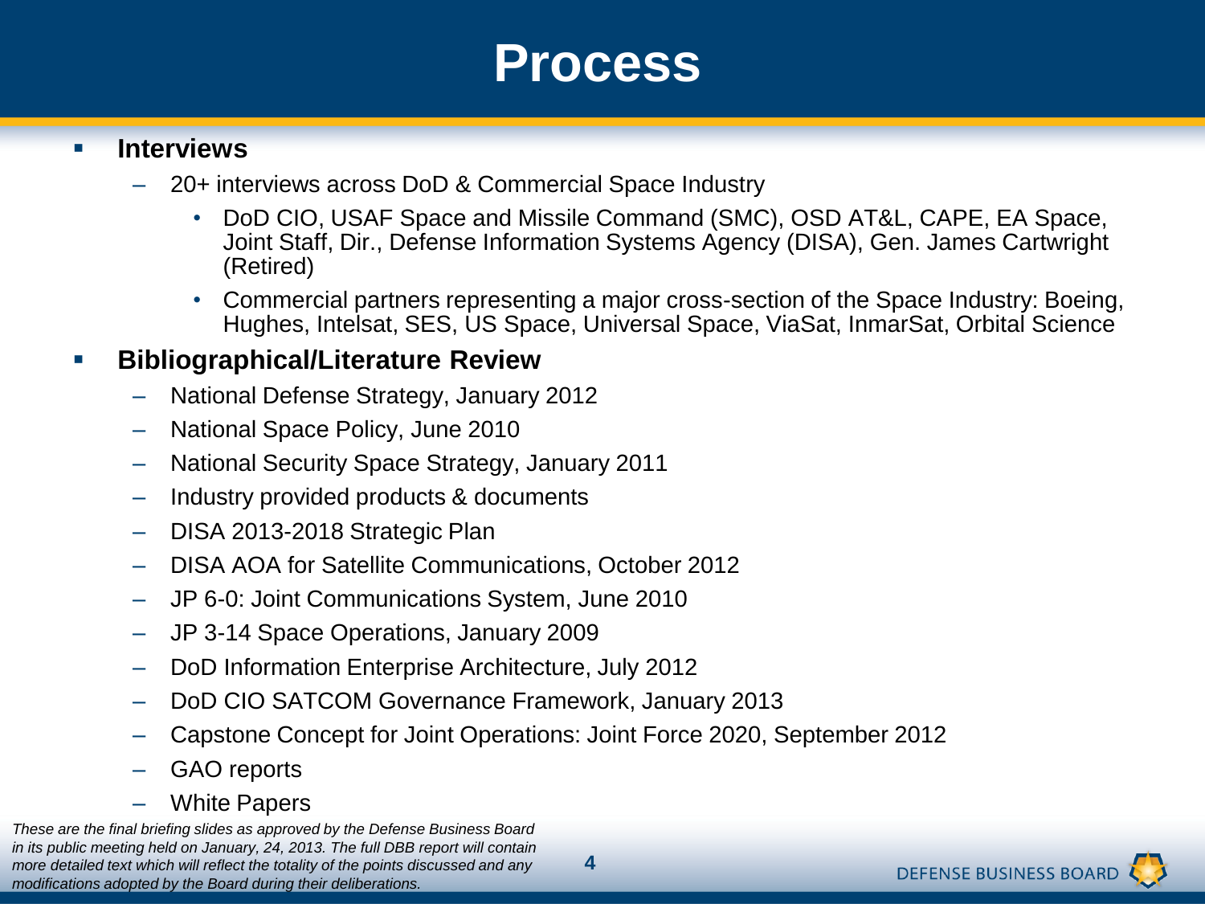# Process

- **Interviews**
  - 20+ interviews across DoD & Commercial Space Industry
    - DoD CIO, USAF Space and Missile Command (SMC), OSD AT&L, CAPE, EA Space, Joint Staff, Dir., Defense Information Systems Agency (DISA), Gen. James Cartwright (Retired)
    - Commercial partners representing a major cross-section of the Space Industry: Boeing, Hughes, Intelsat, SES, US Space, Universal Space, ViaSat, InmarSat, Orbital Science
- **Bibliographical/Literature Review**
  - National Defense Strategy, January 2012
  - National Space Policy, June 2010
  - National Security Space Strategy, January 2011
  - Industry provided products & documents
  - DISA 2013-2018 Strategic Plan
  - DISA AOA for Satellite Communications, October 2012
  - JP 6-0: Joint Communications System, June 2010
  - JP 3-14 Space Operations, January 2009
  - DoD Information Enterprise Architecture, July 2012
  - DoD CIO SATCOM Governance Framework, January 2013
  - Capstone Concept for Joint Operations: Joint Force 2020, September 2012
  - GAO reports
  - White Papers

*These are the final briefing slides as approved by the Defense Business Board in its public meeting held on January, 24, 2013. The full DBB report will contain more detailed text which will reflect the totality of the points discussed and any modifications adopted by the Board during their deliberations.*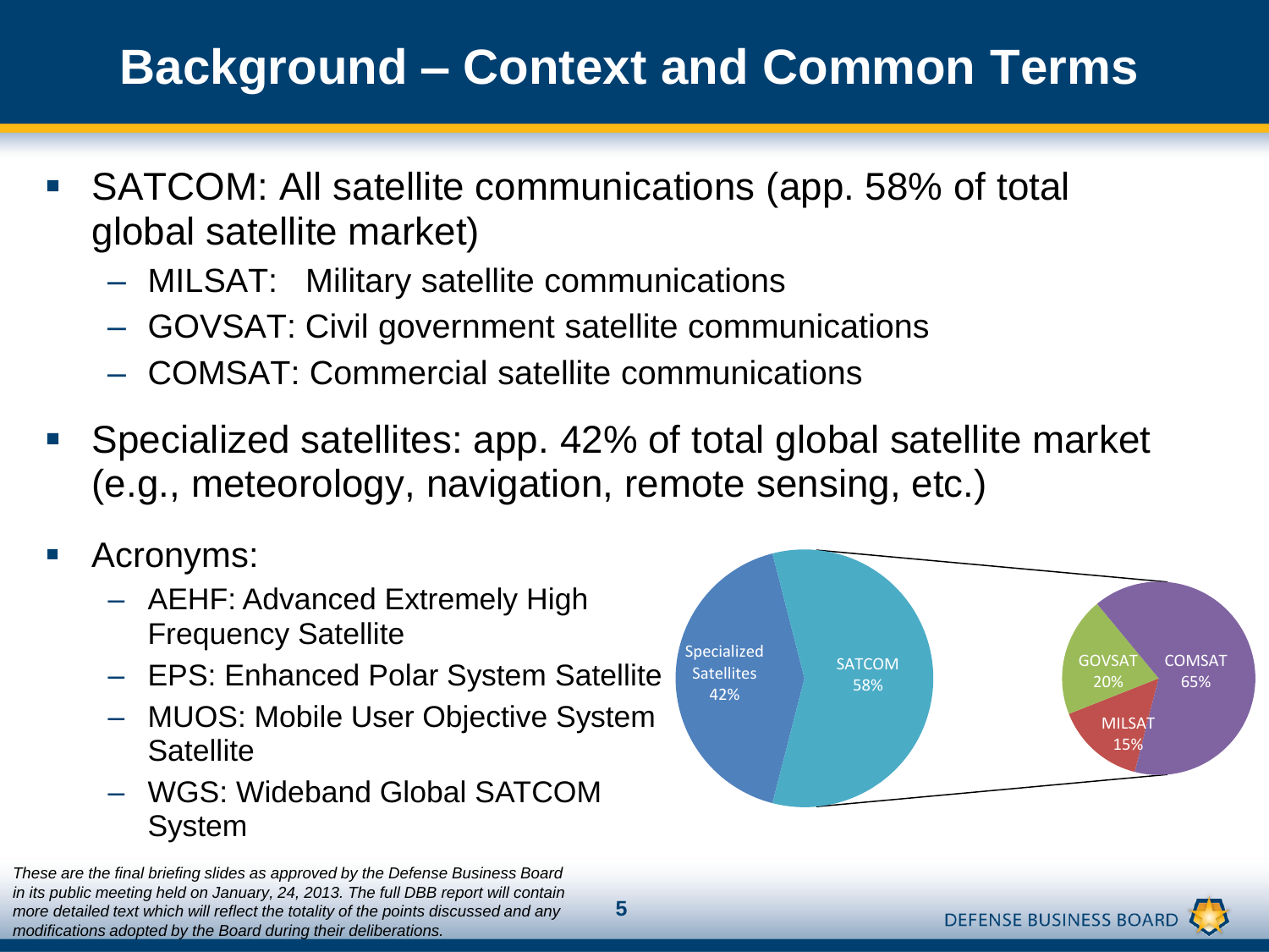# Background – Context and Common Terms

- SATCOM: All satellite communications (app. 58% of total global satellite market)
  - MILSAT: Military satellite communications
  - GOVSAT: Civil government satellite communications
  - COMSAT: Commercial satellite communications
- Specialized satellites: app. 42% of total global satellite market (e.g., meteorology, navigation, remote sensing, etc.)
- Acronyms:
  - AEHF: Advanced Extremely High Frequency Satellite
  - EPS: Enhanced Polar System Satellite
  - MUOS: Mobile User Objective System Satellite
  - WGS: Wideband Global SATCOM System

Specialized Satellites 42%
SATCOM 58%

GOVSAT 20%
COMSAT 65%
MILSAT 15%

*These are the final briefing slides as approved by the Defense Business Board in its public meeting held on January, 24, 2013. The full DBB report will contain more detailed text which will reflect the totality of the points discussed and any modifications adopted by the Board during their deliberations.*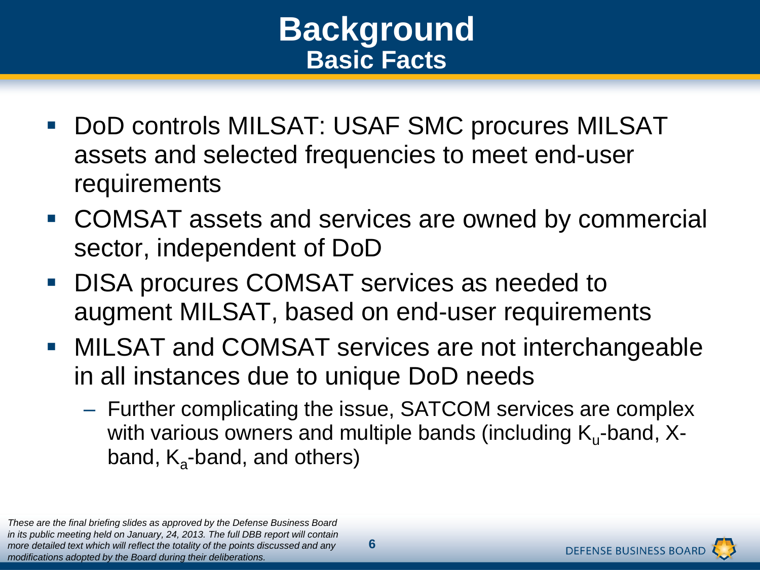# Background

## Basic Facts

- DoD controls MILSAT: USAF SMC procures MILSAT assets and selected frequencies to meet end-user requirements
- COMSAT assets and services are owned by commercial sector, independent of DoD
- DISA procures COMSAT services as needed to augment MILSAT, based on end-user requirements
- MILSAT and COMSAT services are not interchangeable in all instances due to unique DoD needs
  - Further complicating the issue, SATCOM services are complex with various owners and multiple bands (including $K_u$-band, X-band, $K_a$-band, and others)

*These are the final briefing slides as approved by the Defense Business Board in its public meeting held on January, 24, 2013. The full DBB report will contain more detailed text which will reflect the totality of the points discussed and any modifications adopted by the Board during their deliberations.*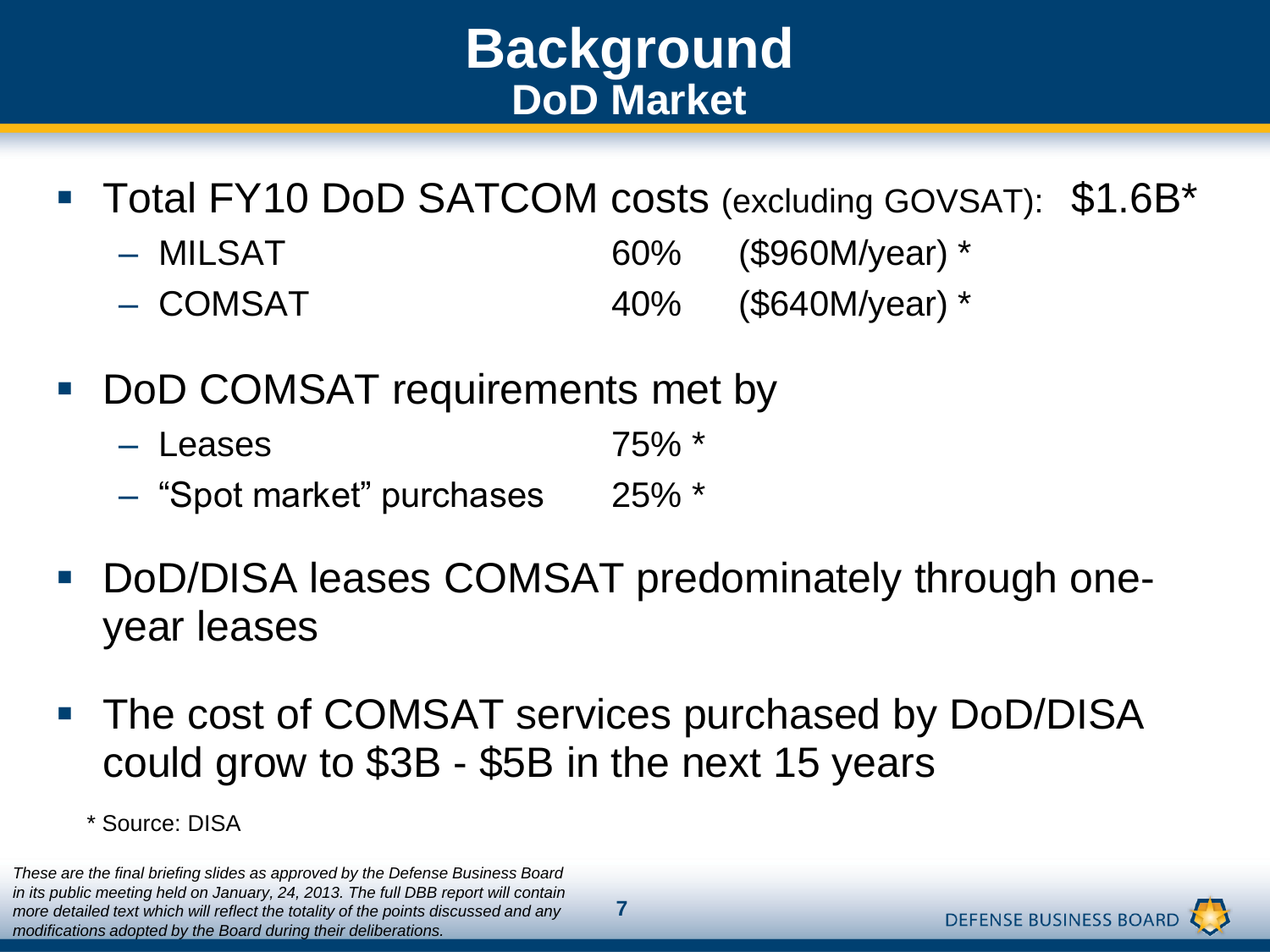# Background
## DoD Market

- Total FY10 DoD SATCOM costs (excluding GOVSAT): $1.6B*
  - MILSAT 60% ($960M/year) *
  - COMSAT 40% ($640M/year) *
- DoD COMSAT requirements met by
  - Leases 75% *
  - "Spot market" purchases 25% *
- DoD/DISA leases COMSAT predominately through one-year leases
- The cost of COMSAT services purchased by DoD/DISA could grow to $3B - $5B in the next 15 years

\* Source: DISA

*These are the final briefing slides as approved by the Defense Business Board in its public meeting held on January, 24, 2013. The full DBB report will contain more detailed text which will reflect the totality of the points discussed and any modifications adopted by the Board during their deliberations.*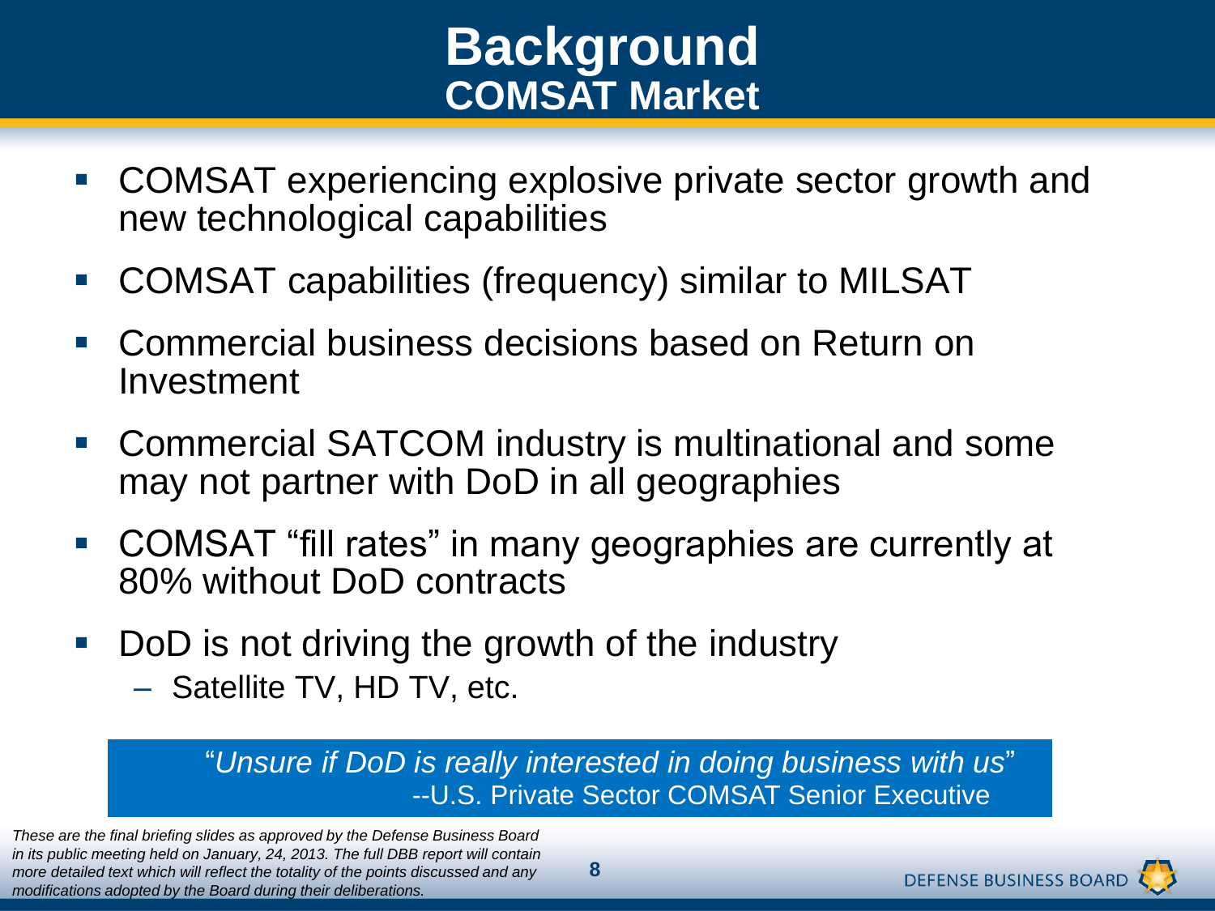# Background
## COMSAT Market

- COMSAT experiencing explosive private sector growth and new technological capabilities
- COMSAT capabilities (frequency) similar to MILSAT
- Commercial business decisions based on Return on Investment
- Commercial SATCOM industry is multinational and some may not partner with DoD in all geographies
- COMSAT "fill rates" in many geographies are currently at 80% without DoD contracts
- DoD is not driving the growth of the industry
  - Satellite TV, HD TV, etc.

> "*Unsure if DoD is really interested in doing business with us*"
> --U.S. Private Sector COMSAT Senior Executive

*These are the final briefing slides as approved by the Defense Business Board in its public meeting held on January, 24, 2013. The full DBB report will contain more detailed text which will reflect the totality of the points discussed and any modifications adopted by the Board during their deliberations.*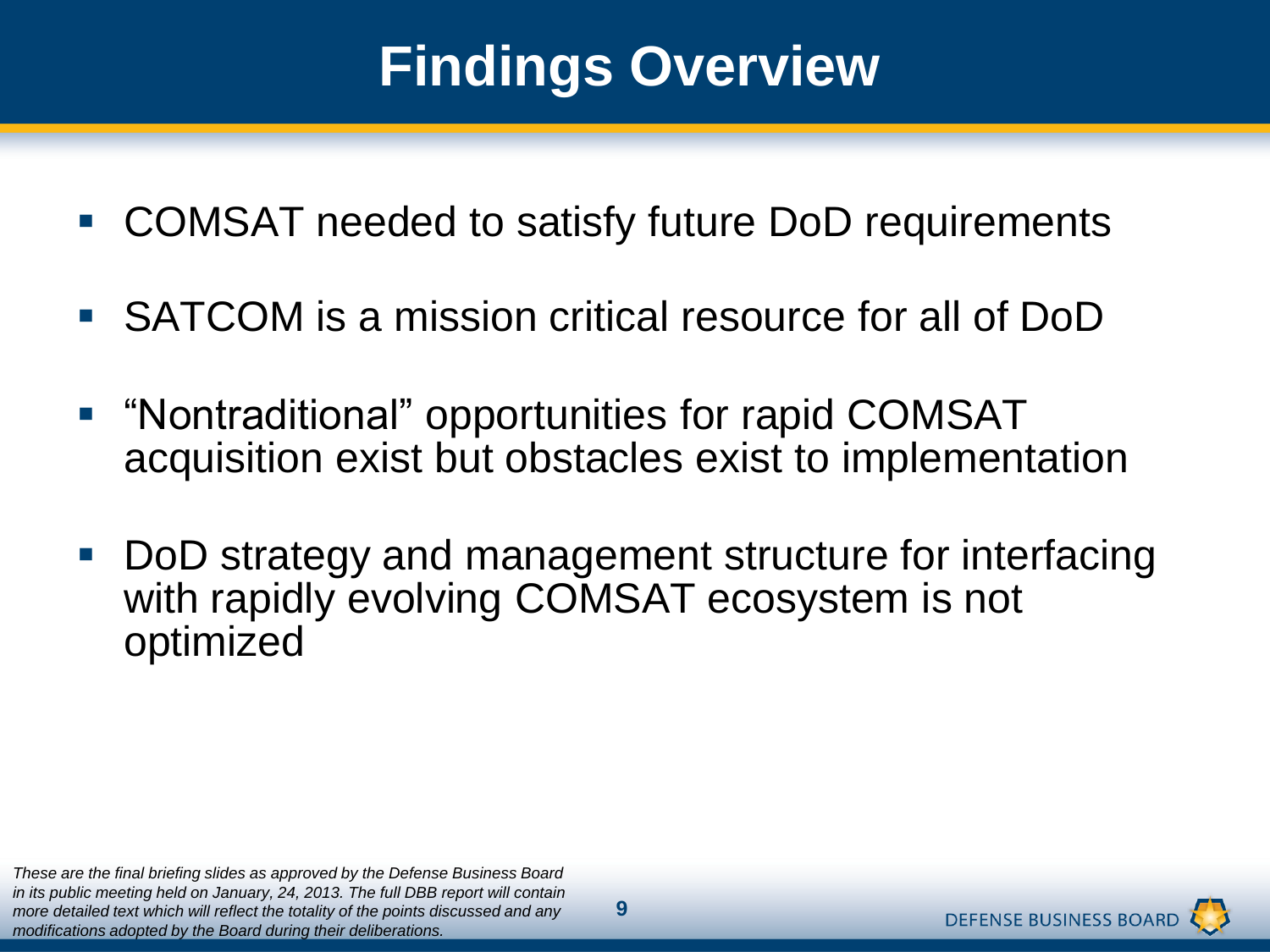# Findings Overview

- COMSAT needed to satisfy future DoD requirements
- SATCOM is a mission critical resource for all of DoD
- "Nontraditional" opportunities for rapid COMSAT acquisition exist but obstacles exist to implementation
- DoD strategy and management structure for interfacing with rapidly evolving COMSAT ecosystem is not optimized

*These are the final briefing slides as approved by the Defense Business Board in its public meeting held on January, 24, 2013. The full DBB report will contain more detailed text which will reflect the totality of the points discussed and any modifications adopted by the Board during their deliberations.*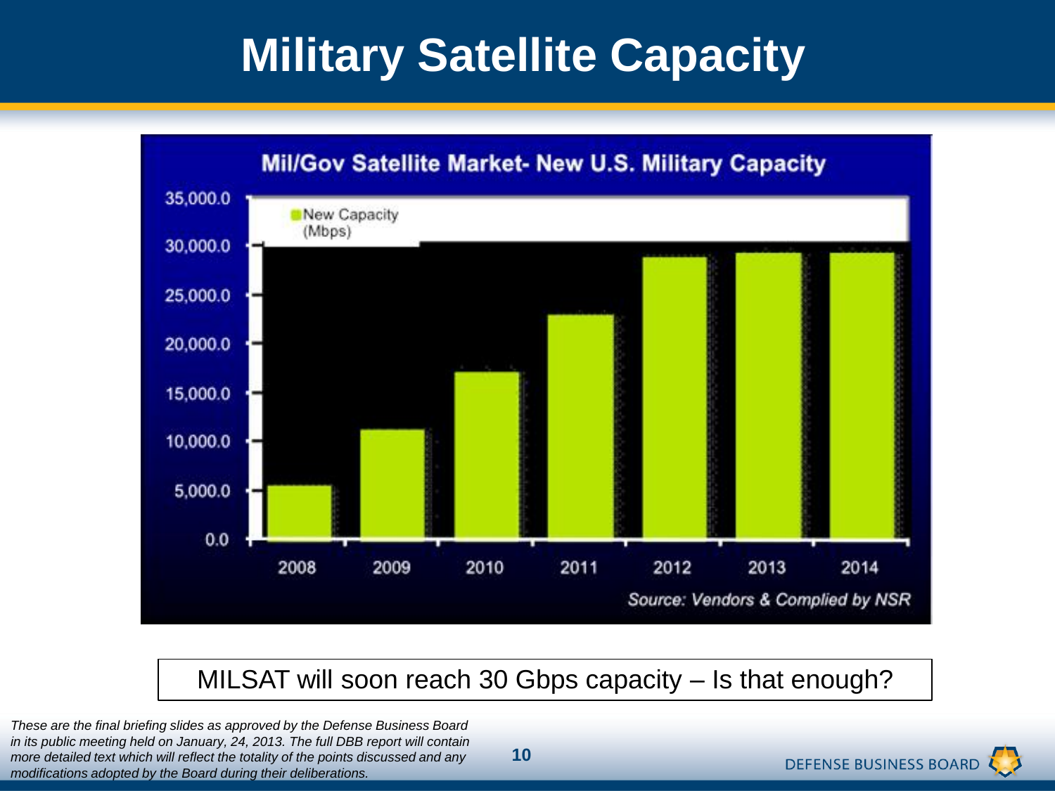# Military Satellite Capacity

**Mil/Gov Satellite Market- New U.S. Military Capacity**

New Capacity (Mbps)

| Year | New Capacity (Mbps) |
| --- | --- |
| 2008 | ~5,500 |
| 2009 | ~11,200 |
| 2010 | ~17,200 |
| 2011 | ~23,000 |
| 2012 | ~28,900 |
| 2013 | ~29,400 |
| 2014 | ~29,400 |

Source: Vendors & Complied by NSR

MILSAT will soon reach 30 Gbps capacity – Is that enough?

*These are the final briefing slides as approved by the Defense Business Board in its public meeting held on January, 24, 2013. The full DBB report will contain more detailed text which will reflect the totality of the points discussed and any modifications adopted by the Board during their deliberations.*

DEFENSE BUSINESS BOARD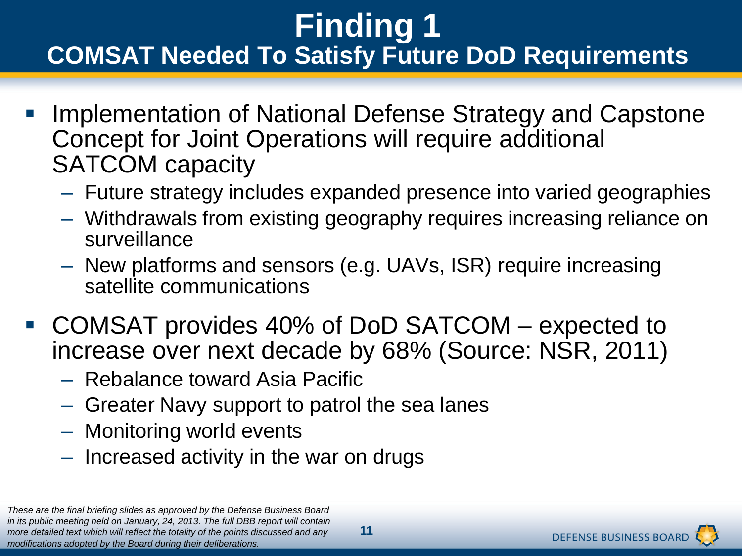# Finding 1

## COMSAT Needed To Satisfy Future DoD Requirements

- Implementation of National Defense Strategy and Capstone Concept for Joint Operations will require additional SATCOM capacity
  - Future strategy includes expanded presence into varied geographies
  - Withdrawals from existing geography requires increasing reliance on surveillance
  - New platforms and sensors (e.g. UAVs, ISR) require increasing satellite communications
- COMSAT provides 40% of DoD SATCOM – expected to increase over next decade by 68% (Source: NSR, 2011)
  - Rebalance toward Asia Pacific
  - Greater Navy support to patrol the sea lanes
  - Monitoring world events
  - Increased activity in the war on drugs

*These are the final briefing slides as approved by the Defense Business Board in its public meeting held on January, 24, 2013. The full DBB report will contain more detailed text which will reflect the totality of the points discussed and any modifications adopted by the Board during their deliberations.*

DEFENSE BUSINESS BOARD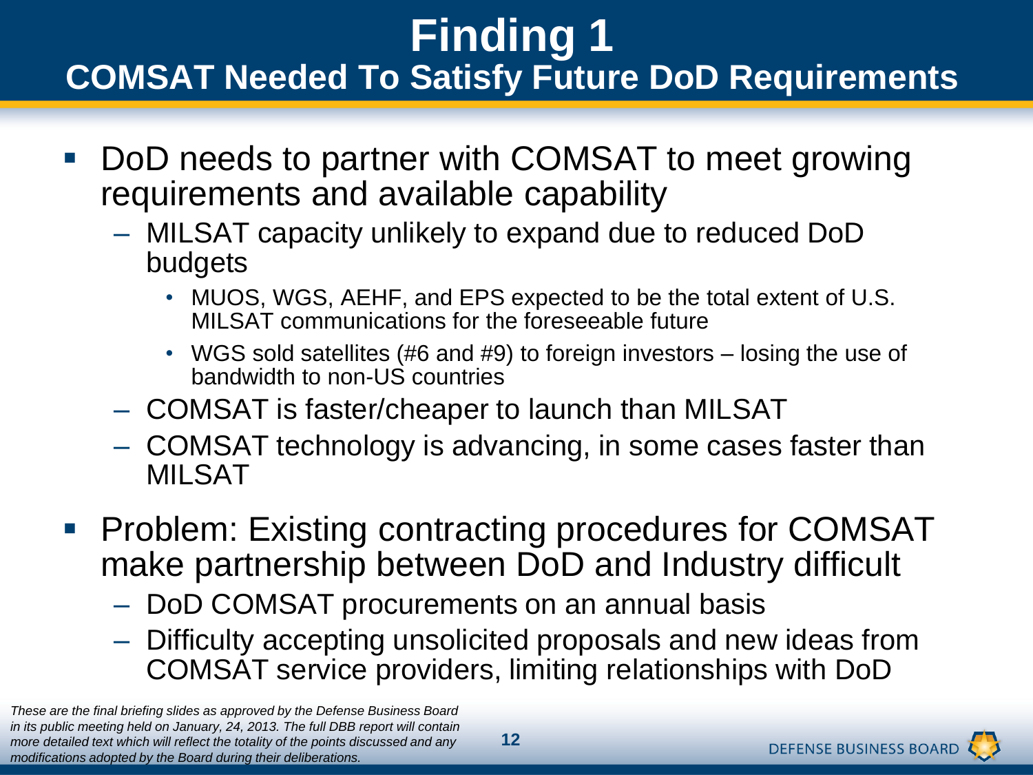# Finding 1
## COMSAT Needed To Satisfy Future DoD Requirements

- DoD needs to partner with COMSAT to meet growing requirements and available capability
  - MILSAT capacity unlikely to expand due to reduced DoD budgets
    - MUOS, WGS, AEHF, and EPS expected to be the total extent of U.S. MILSAT communications for the foreseeable future
    - WGS sold satellites (#6 and #9) to foreign investors – losing the use of bandwidth to non-US countries
  - COMSAT is faster/cheaper to launch than MILSAT
  - COMSAT technology is advancing, in some cases faster than MILSAT
- Problem: Existing contracting procedures for COMSAT make partnership between DoD and Industry difficult
  - DoD COMSAT procurements on an annual basis
  - Difficulty accepting unsolicited proposals and new ideas from COMSAT service providers, limiting relationships with DoD

*These are the final briefing slides as approved by the Defense Business Board in its public meeting held on January, 24, 2013. The full DBB report will contain more detailed text which will reflect the totality of the points discussed and any modifications adopted by the Board during their deliberations.*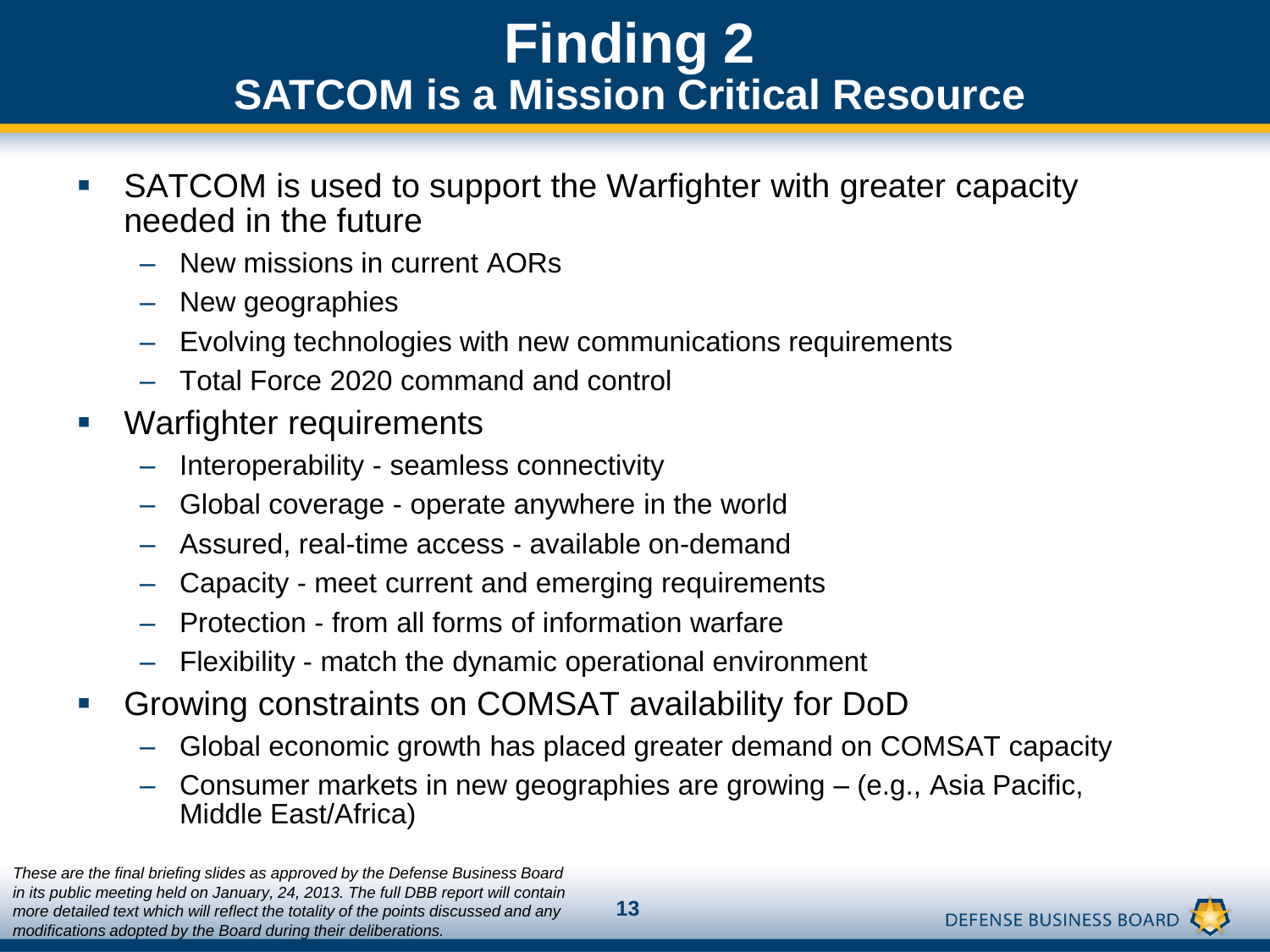# Finding 2

## SATCOM is a Mission Critical Resource

- SATCOM is used to support the Warfighter with greater capacity needed in the future
  - New missions in current AORs
  - New geographies
  - Evolving technologies with new communications requirements
  - Total Force 2020 command and control
- Warfighter requirements
  - Interoperability - seamless connectivity
  - Global coverage - operate anywhere in the world
  - Assured, real-time access - available on-demand
  - Capacity - meet current and emerging requirements
  - Protection - from all forms of information warfare
  - Flexibility - match the dynamic operational environment
- Growing constraints on COMSAT availability for DoD
  - Global economic growth has placed greater demand on COMSAT capacity
  - Consumer markets in new geographies are growing – (e.g., Asia Pacific, Middle East/Africa)

*These are the final briefing slides as approved by the Defense Business Board in its public meeting held on January, 24, 2013. The full DBB report will contain more detailed text which will reflect the totality of the points discussed and any modifications adopted by the Board during their deliberations.*

DEFENSE BUSINESS BOARD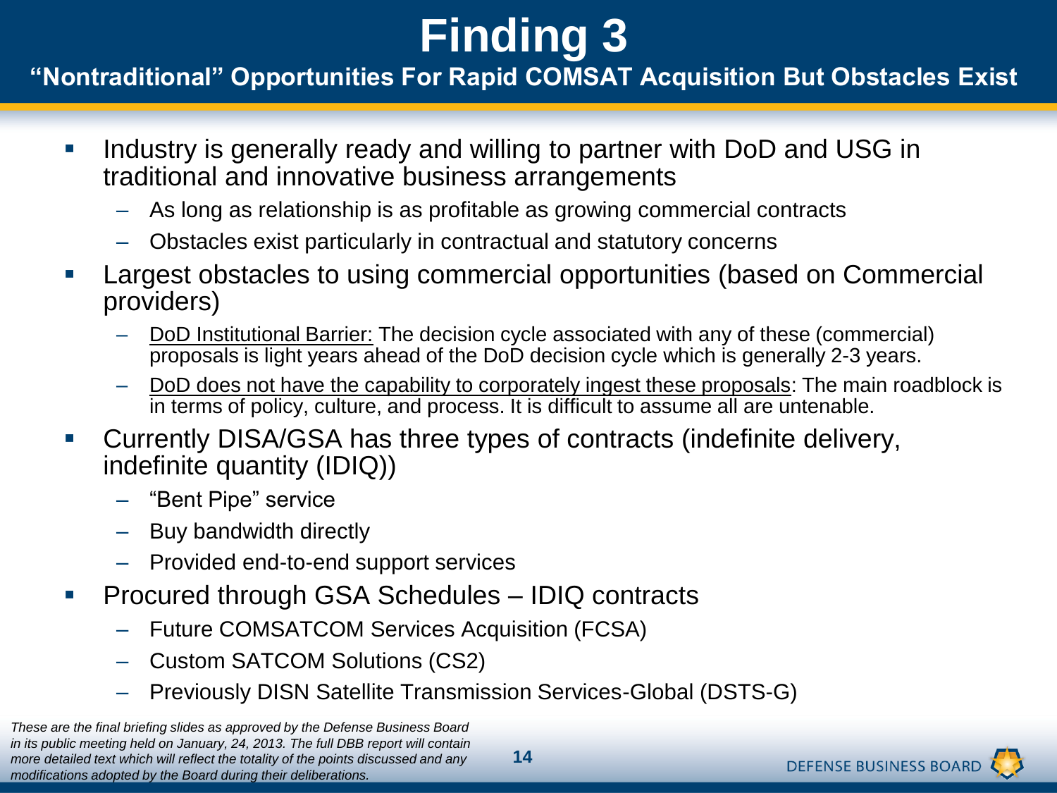# Finding 3

## "Nontraditional" Opportunities For Rapid COMSAT Acquisition But Obstacles Exist

- Industry is generally ready and willing to partner with DoD and USG in traditional and innovative business arrangements
  - As long as relationship is as profitable as growing commercial contracts
  - Obstacles exist particularly in contractual and statutory concerns
- Largest obstacles to using commercial opportunities (based on Commercial providers)
  - DoD Institutional Barrier: The decision cycle associated with any of these (commercial) proposals is light years ahead of the DoD decision cycle which is generally 2-3 years.
  - DoD does not have the capability to corporately ingest these proposals: The main roadblock is in terms of policy, culture, and process. It is difficult to assume all are untenable.
- Currently DISA/GSA has three types of contracts (indefinite delivery, indefinite quantity (IDIQ))
  - "Bent Pipe" service
  - Buy bandwidth directly
  - Provided end-to-end support services
- Procured through GSA Schedules – IDIQ contracts
  - Future COMSATCOM Services Acquisition (FCSA)
  - Custom SATCOM Solutions (CS2)
  - Previously DISN Satellite Transmission Services-Global (DSTS-G)

*These are the final briefing slides as approved by the Defense Business Board in its public meeting held on January, 24, 2013. The full DBB report will contain more detailed text which will reflect the totality of the points discussed and any modifications adopted by the Board during their deliberations.*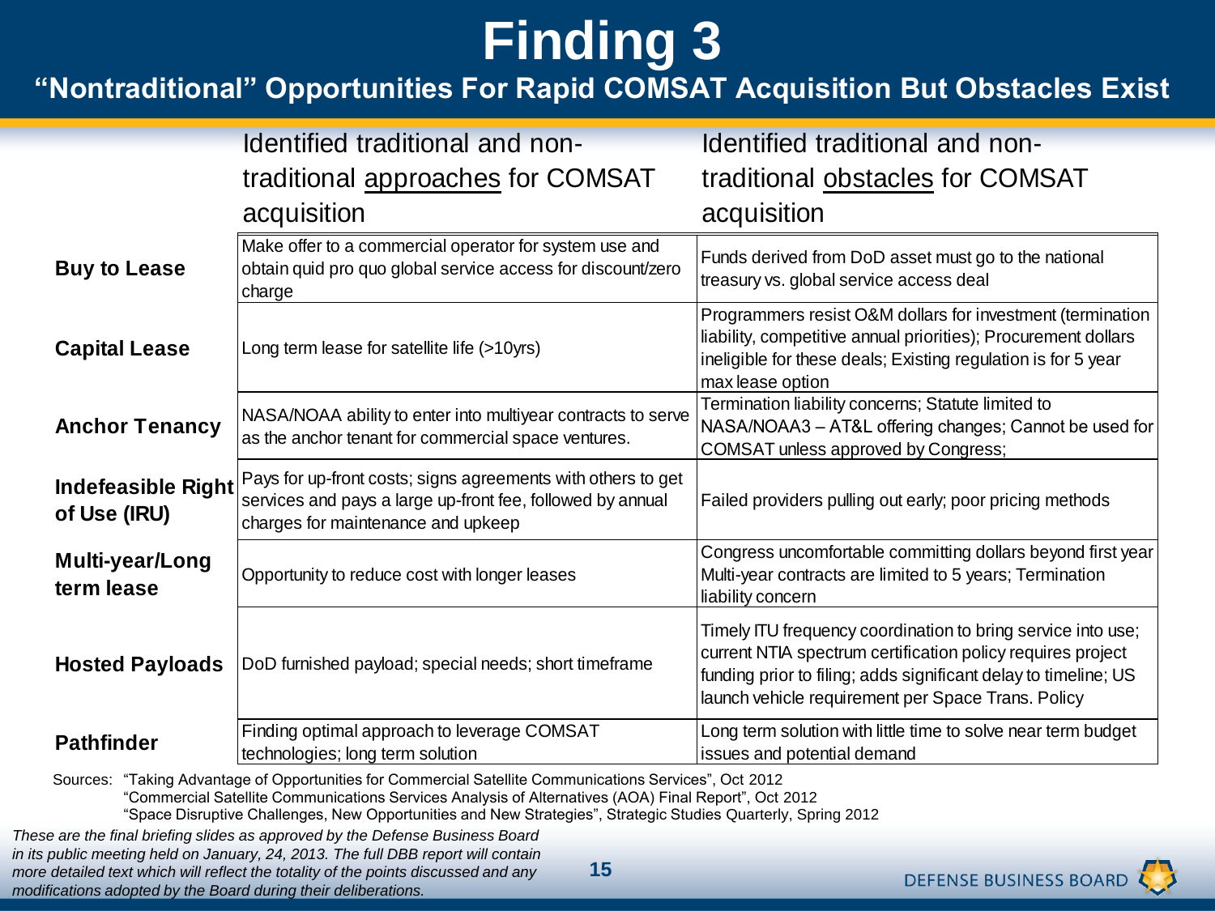# Finding 3

## "Nontraditional" Opportunities For Rapid COMSAT Acquisition But Obstacles Exist

| | Identified traditional and non-traditional approaches for COMSAT acquisition | Identified traditional and non-traditional obstacles for COMSAT acquisition |
|---|---|---|
| **Buy to Lease** | Make offer to a commercial operator for system use and obtain quid pro quo global service access for discount/zero charge | Funds derived from DoD asset must go to the national treasury vs. global service access deal |
| **Capital Lease** | Long term lease for satellite life (>10yrs) | Programmers resist O&M dollars for investment (termination liability, competitive annual priorities); Procurement dollars ineligible for these deals; Existing regulation is for 5 year max lease option |
| **Anchor Tenancy** | NASA/NOAA ability to enter into multiyear contracts to serve as the anchor tenant for commercial space ventures. | Termination liability concerns; Statute limited to NASA/NOAA3 – AT&L offering changes; Cannot be used for COMSAT unless approved by Congress; |
| **Indefeasible Right of Use (IRU)** | Pays for up-front costs; signs agreements with others to get services and pays a large up-front fee, followed by annual charges for maintenance and upkeep | Failed providers pulling out early; poor pricing methods |
| **Multi-year/Long term lease** | Opportunity to reduce cost with longer leases | Congress uncomfortable committing dollars beyond first year Multi-year contracts are limited to 5 years; Termination liability concern |
| **Hosted Payloads** | DoD furnished payload; special needs; short timeframe | Timely ITU frequency coordination to bring service into use; current NTIA spectrum certification policy requires project funding prior to filing; adds significant delay to timeline; US launch vehicle requirement per Space Trans. Policy |
| **Pathfinder** | Finding optimal approach to leverage COMSAT technologies; long term solution | Long term solution with little time to solve near term budget issues and potential demand |

Sources: "Taking Advantage of Opportunities for Commercial Satellite Communications Services", Oct 2012
"Commercial Satellite Communications Services Analysis of Alternatives (AOA) Final Report", Oct 2012
"Space Disruptive Challenges, New Opportunities and New Strategies", Strategic Studies Quarterly, Spring 2012

*These are the final briefing slides as approved by the Defense Business Board in its public meeting held on January, 24, 2013. The full DBB report will contain more detailed text which will reflect the totality of the points discussed and any modifications adopted by the Board during their deliberations.*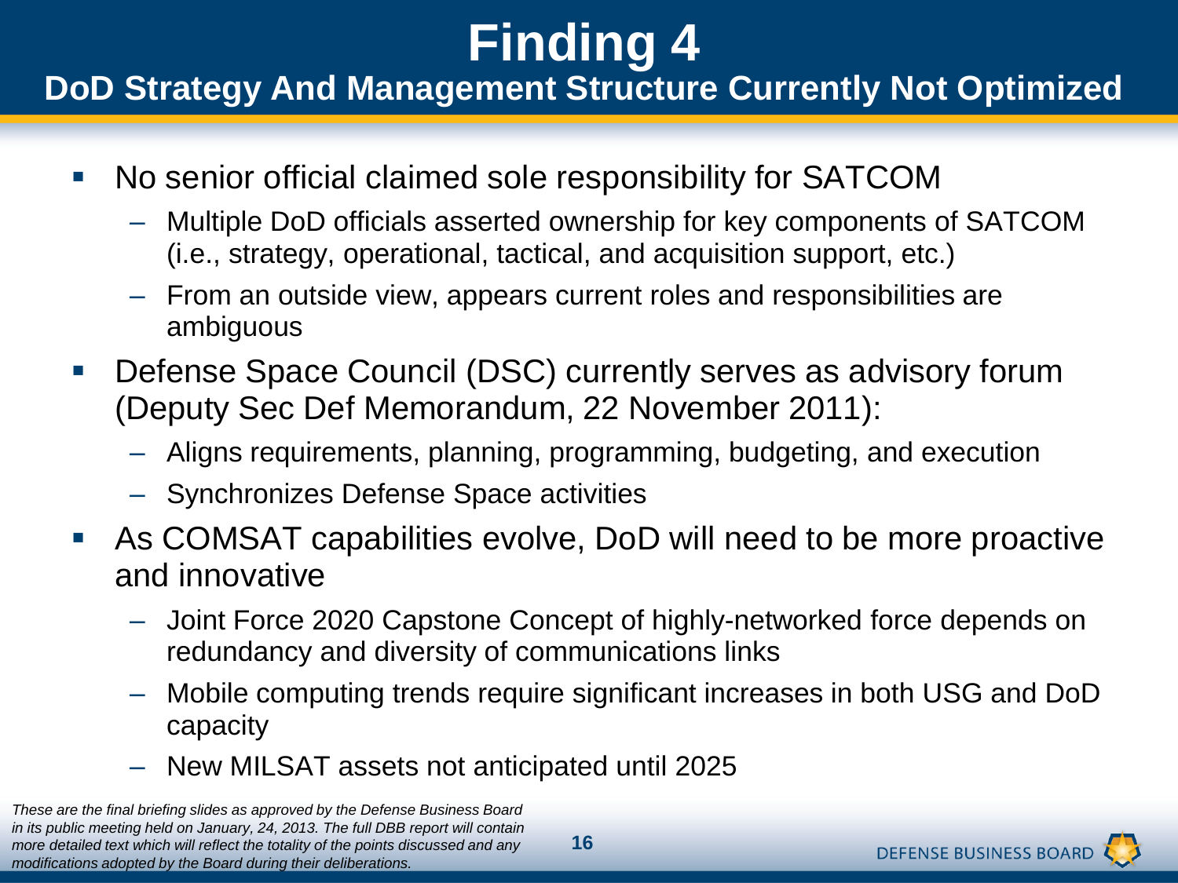# Finding 4

## DoD Strategy And Management Structure Currently Not Optimized

- No senior official claimed sole responsibility for SATCOM
  - Multiple DoD officials asserted ownership for key components of SATCOM (i.e., strategy, operational, tactical, and acquisition support, etc.)
  - From an outside view, appears current roles and responsibilities are ambiguous
- Defense Space Council (DSC) currently serves as advisory forum (Deputy Sec Def Memorandum, 22 November 2011):
  - Aligns requirements, planning, programming, budgeting, and execution
  - Synchronizes Defense Space activities
- As COMSAT capabilities evolve, DoD will need to be more proactive and innovative
  - Joint Force 2020 Capstone Concept of highly-networked force depends on redundancy and diversity of communications links
  - Mobile computing trends require significant increases in both USG and DoD capacity
  - New MILSAT assets not anticipated until 2025

*These are the final briefing slides as approved by the Defense Business Board in its public meeting held on January, 24, 2013. The full DBB report will contain more detailed text which will reflect the totality of the points discussed and any modifications adopted by the Board during their deliberations.*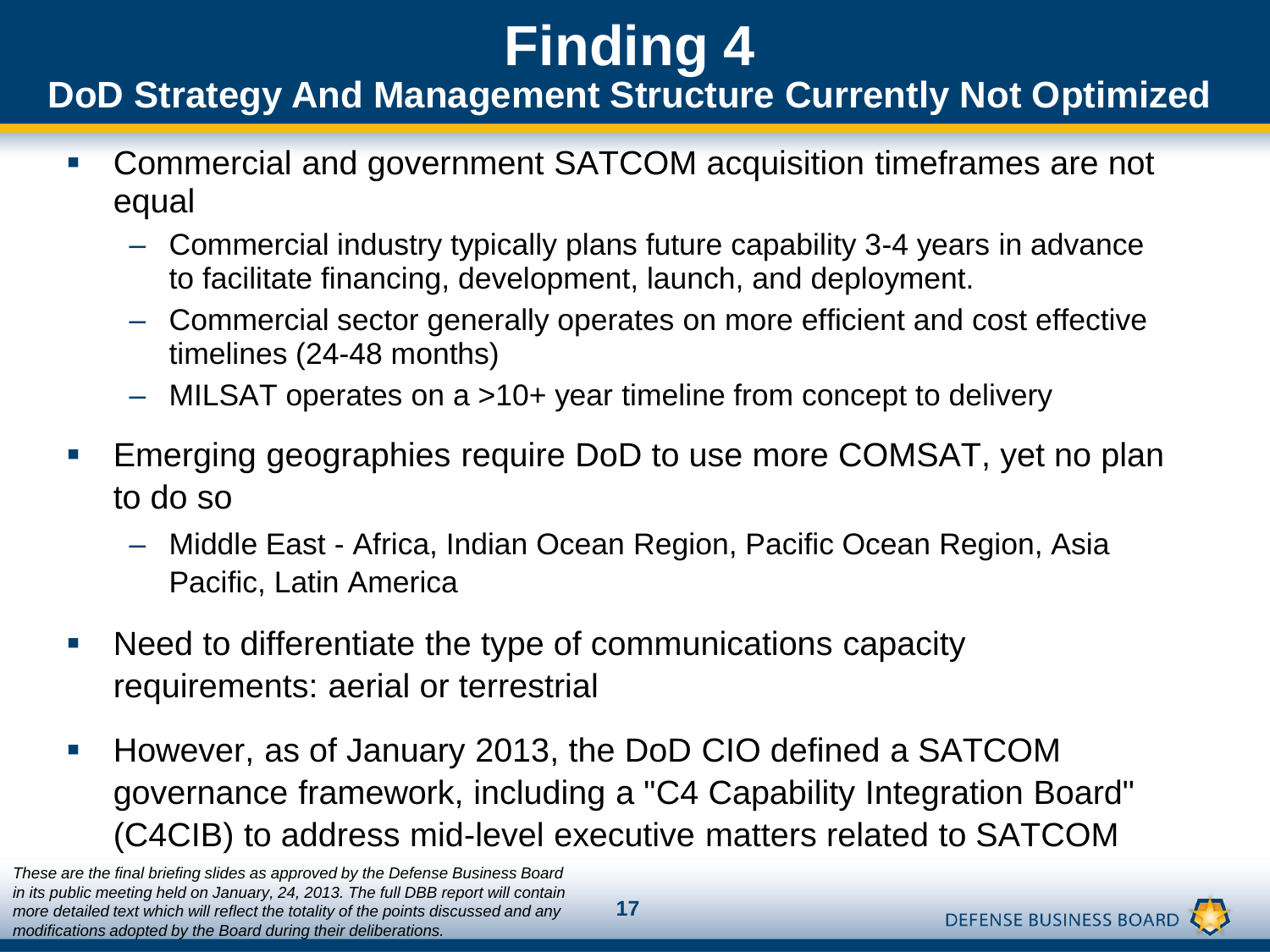# Finding 4

## DoD Strategy And Management Structure Currently Not Optimized

- Commercial and government SATCOM acquisition timeframes are not equal
  - Commercial industry typically plans future capability 3-4 years in advance to facilitate financing, development, launch, and deployment.
  - Commercial sector generally operates on more efficient and cost effective timelines (24-48 months)
  - MILSAT operates on a >10+ year timeline from concept to delivery
- Emerging geographies require DoD to use more COMSAT, yet no plan to do so
  - Middle East - Africa, Indian Ocean Region, Pacific Ocean Region, Asia Pacific, Latin America
- Need to differentiate the type of communications capacity requirements: aerial or terrestrial
- However, as of January 2013, the DoD CIO defined a SATCOM governance framework, including a "C4 Capability Integration Board" (C4CIB) to address mid-level executive matters related to SATCOM

*These are the final briefing slides as approved by the Defense Business Board in its public meeting held on January, 24, 2013. The full DBB report will contain more detailed text which will reflect the totality of the points discussed and any modifications adopted by the Board during their deliberations.*

DEFENSE BUSINESS BOARD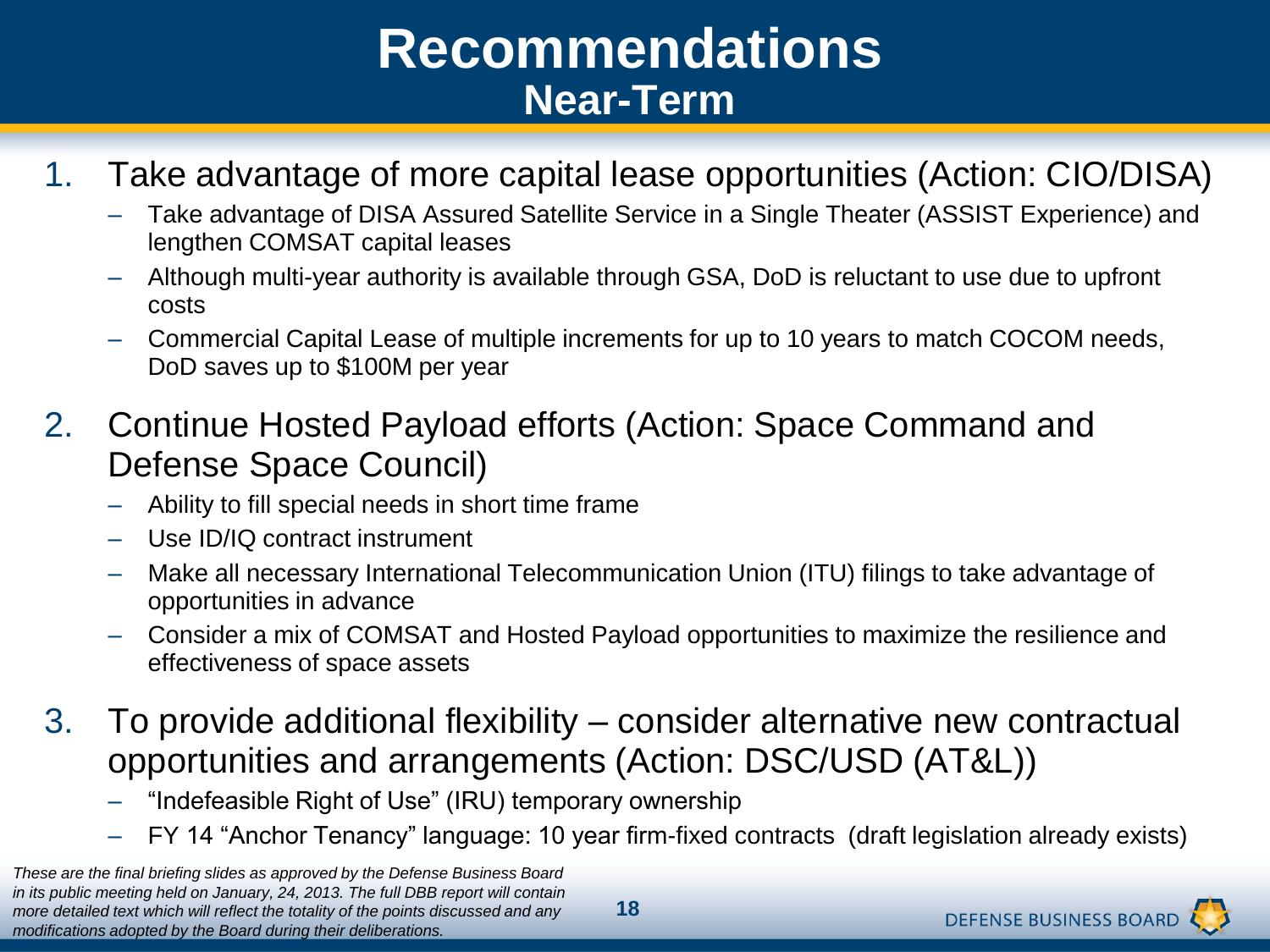# Recommendations

## Near-Term

1. Take advantage of more capital lease opportunities (Action: CIO/DISA)
   - Take advantage of DISA Assured Satellite Service in a Single Theater (ASSIST Experience) and lengthen COMSAT capital leases
   - Although multi-year authority is available through GSA, DoD is reluctant to use due to upfront costs
   - Commercial Capital Lease of multiple increments for up to 10 years to match COCOM needs, DoD saves up to $100M per year
2. Continue Hosted Payload efforts (Action: Space Command and Defense Space Council)
   - Ability to fill special needs in short time frame
   - Use ID/IQ contract instrument
   - Make all necessary International Telecommunication Union (ITU) filings to take advantage of opportunities in advance
   - Consider a mix of COMSAT and Hosted Payload opportunities to maximize the resilience and effectiveness of space assets
3. To provide additional flexibility – consider alternative new contractual opportunities and arrangements (Action: DSC/USD (AT&L))
   - "Indefeasible Right of Use" (IRU) temporary ownership
   - FY 14 "Anchor Tenancy" language: 10 year firm-fixed contracts (draft legislation already exists)

*These are the final briefing slides as approved by the Defense Business Board in its public meeting held on January, 24, 2013. The full DBB report will contain more detailed text which will reflect the totality of the points discussed and any modifications adopted by the Board during their deliberations.*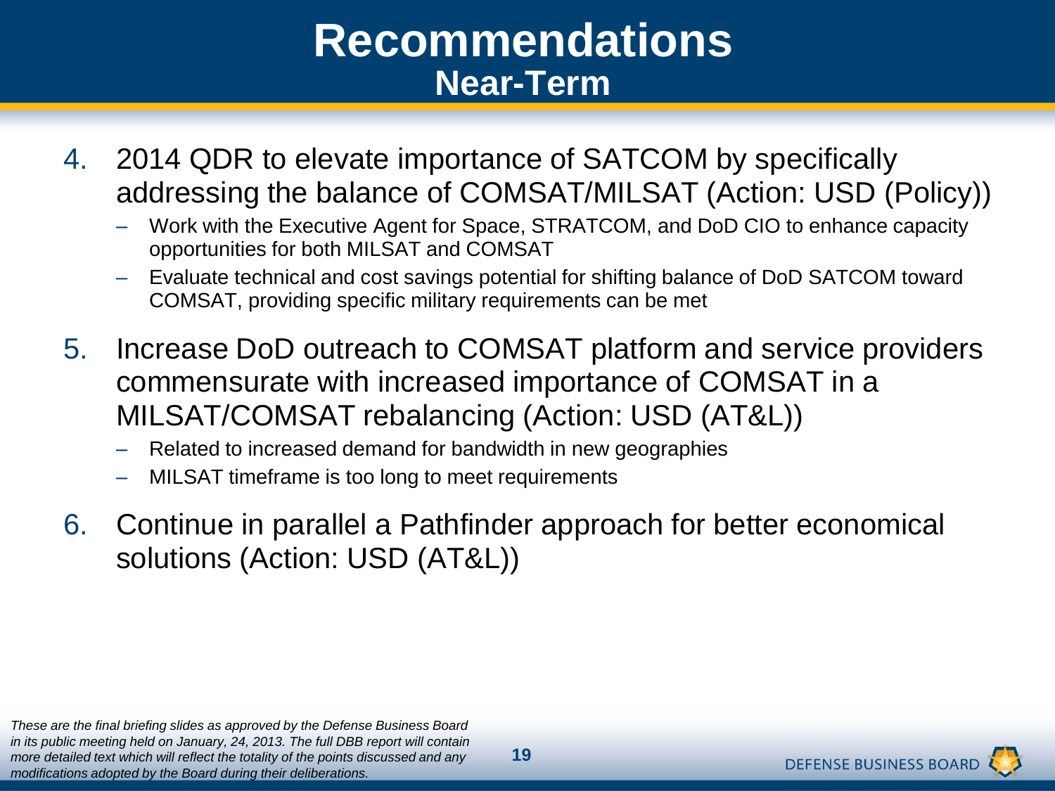# Recommendations
## Near-Term

4. 2014 QDR to elevate importance of SATCOM by specifically addressing the balance of COMSAT/MILSAT (Action: USD (Policy))
   - Work with the Executive Agent for Space, STRATCOM, and DoD CIO to enhance capacity opportunities for both MILSAT and COMSAT
   - Evaluate technical and cost savings potential for shifting balance of DoD SATCOM toward COMSAT, providing specific military requirements can be met
5. Increase DoD outreach to COMSAT platform and service providers commensurate with increased importance of COMSAT in a MILSAT/COMSAT rebalancing (Action: USD (AT&L))
   - Related to increased demand for bandwidth in new geographies
   - MILSAT timeframe is too long to meet requirements
6. Continue in parallel a Pathfinder approach for better economical solutions (Action: USD (AT&L))

*These are the final briefing slides as approved by the Defense Business Board in its public meeting held on January, 24, 2013. The full DBB report will contain more detailed text which will reflect the totality of the points discussed and any modifications adopted by the Board during their deliberations.*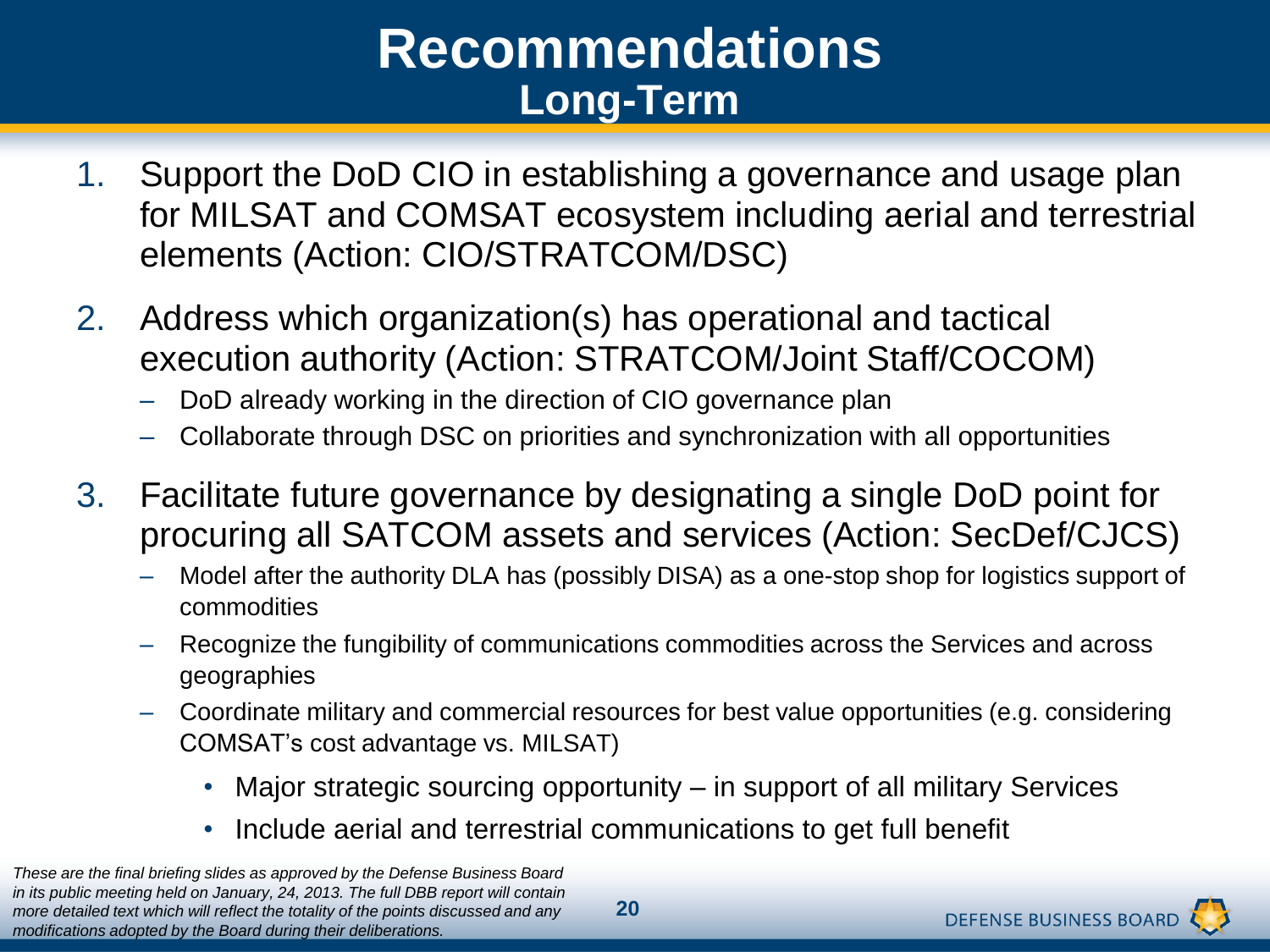# Recommendations
## Long-Term

1. Support the DoD CIO in establishing a governance and usage plan for MILSAT and COMSAT ecosystem including aerial and terrestrial elements (Action: CIO/STRATCOM/DSC)
2. Address which organization(s) has operational and tactical execution authority (Action: STRATCOM/Joint Staff/COCOM)
   - DoD already working in the direction of CIO governance plan
   - Collaborate through DSC on priorities and synchronization with all opportunities
3. Facilitate future governance by designating a single DoD point for procuring all SATCOM assets and services (Action: SecDef/CJCS)
   - Model after the authority DLA has (possibly DISA) as a one-stop shop for logistics support of commodities
   - Recognize the fungibility of communications commodities across the Services and across geographies
   - Coordinate military and commercial resources for best value opportunities (e.g. considering COMSAT's cost advantage vs. MILSAT)
     - Major strategic sourcing opportunity – in support of all military Services
     - Include aerial and terrestrial communications to get full benefit

*These are the final briefing slides as approved by the Defense Business Board in its public meeting held on January, 24, 2013. The full DBB report will contain more detailed text which will reflect the totality of the points discussed and any modifications adopted by the Board during their deliberations.*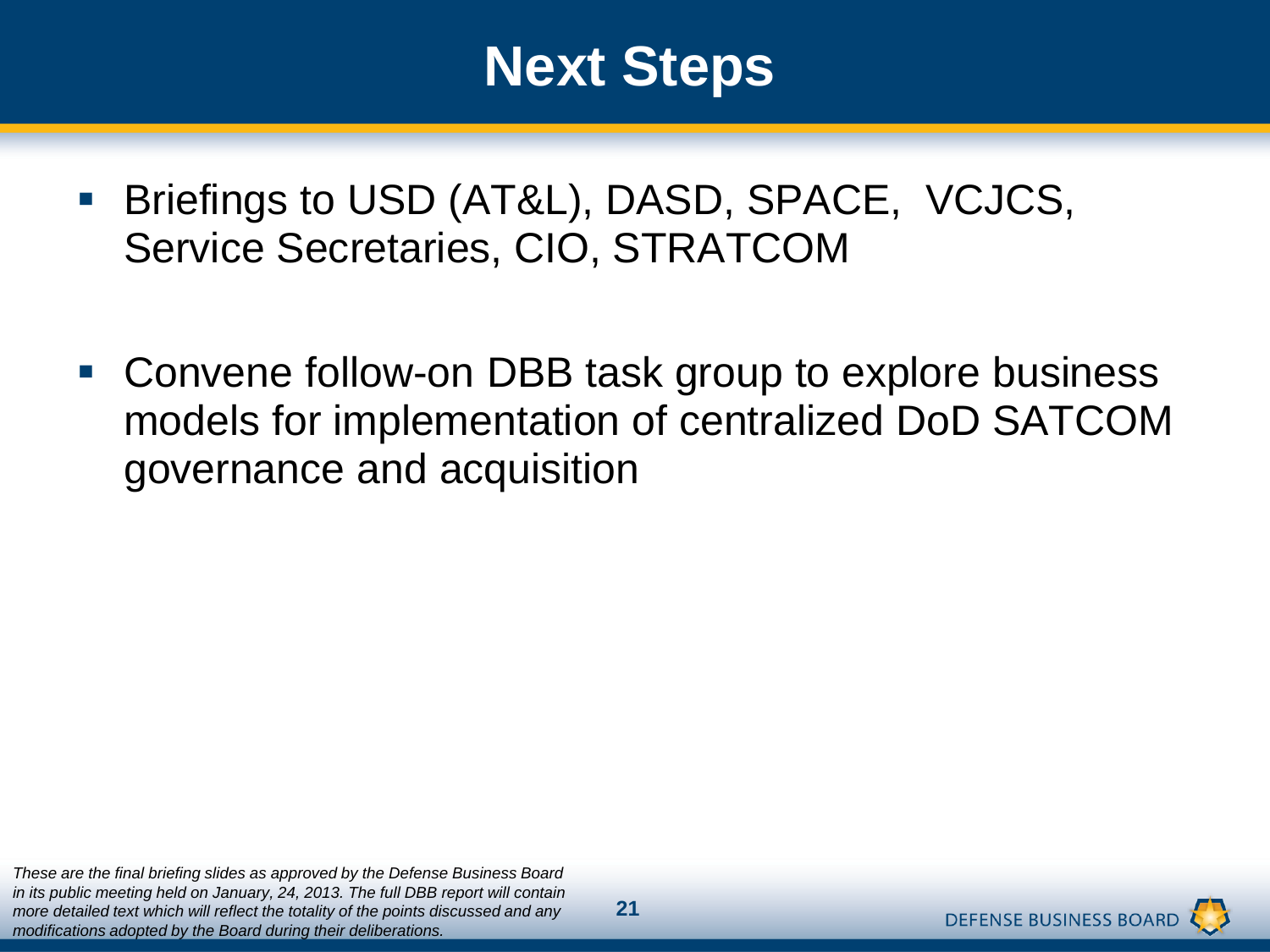# Next Steps

- Briefings to USD (AT&L), DASD, SPACE, VCJCS, Service Secretaries, CIO, STRATCOM
- Convene follow-on DBB task group to explore business models for implementation of centralized DoD SATCOM governance and acquisition

*These are the final briefing slides as approved by the Defense Business Board in its public meeting held on January, 24, 2013. The full DBB report will contain more detailed text which will reflect the totality of the points discussed and any modifications adopted by the Board during their deliberations.*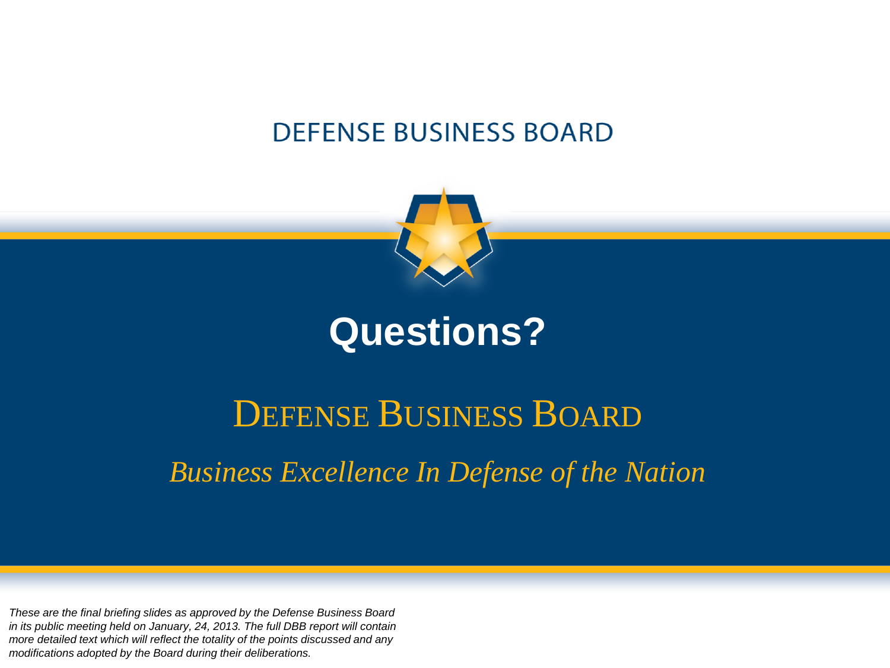DEFENSE BUSINESS BOARD

# Questions?

## DEFENSE BUSINESS BOARD

*Business Excellence In Defense of the Nation*

*These are the final briefing slides as approved by the Defense Business Board in its public meeting held on January, 24, 2013. The full DBB report will contain more detailed text which will reflect the totality of the points discussed and any modifications adopted by the Board during their deliberations.*